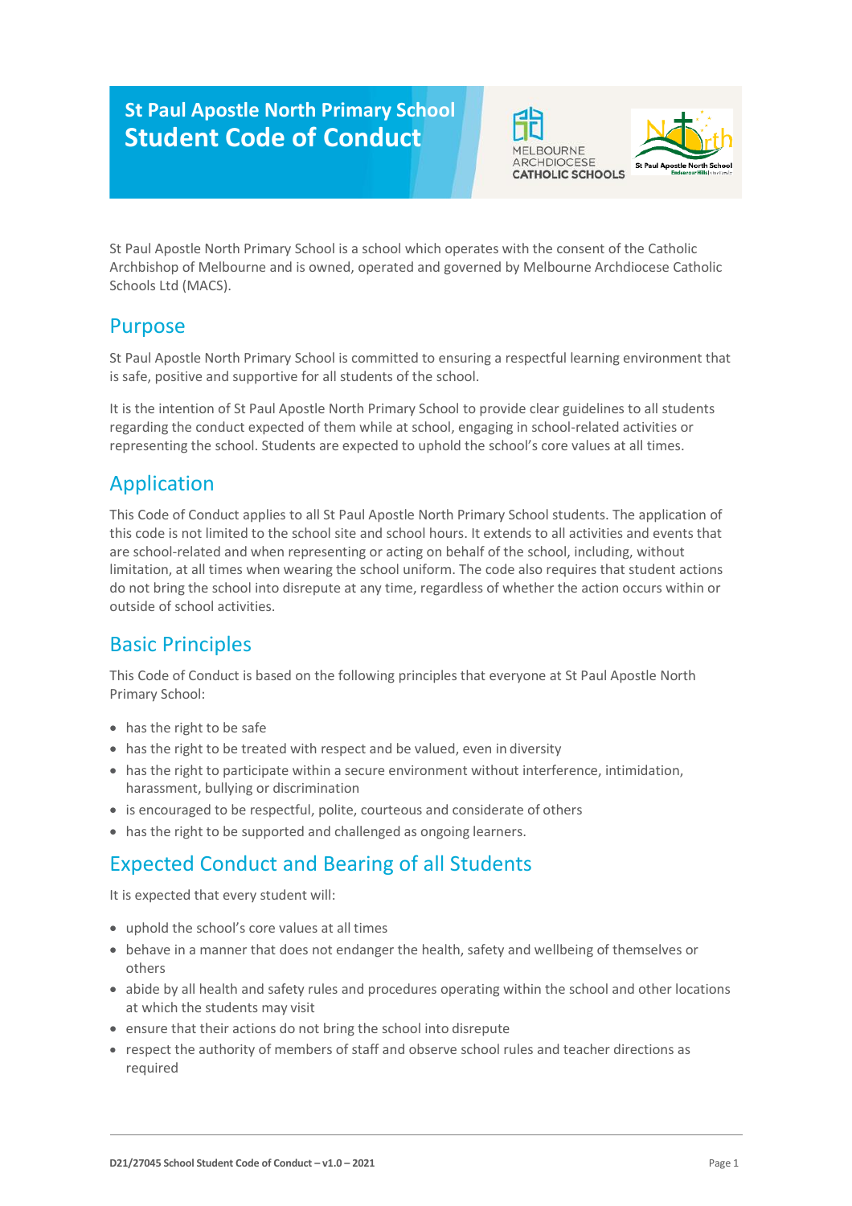# St Paul Apostle North Primary School
# Student Code of Conduct

St Paul Apostle North Primary School is a school which operates with the consent of the Catholic Archbishop of Melbourne and is owned, operated and governed by Melbourne Archdiocese Catholic Schools Ltd (MACS).

## Purpose

St Paul Apostle North Primary School is committed to ensuring a respectful learning environment that is safe, positive and supportive for all students of the school.

It is the intention of St Paul Apostle North Primary School to provide clear guidelines to all students regarding the conduct expected of them while at school, engaging in school-related activities or representing the school. Students are expected to uphold the school's core values at all times.

## Application

This Code of Conduct applies to all St Paul Apostle North Primary School students. The application of this code is not limited to the school site and school hours. It extends to all activities and events that are school-related and when representing or acting on behalf of the school, including, without limitation, at all times when wearing the school uniform. The code also requires that student actions do not bring the school into disrepute at any time, regardless of whether the action occurs within or outside of school activities.

## Basic Principles

This Code of Conduct is based on the following principles that everyone at St Paul Apostle North Primary School:

- has the right to be safe
- has the right to be treated with respect and be valued, even in diversity
- has the right to participate within a secure environment without interference, intimidation, harassment, bullying or discrimination
- is encouraged to be respectful, polite, courteous and considerate of others
- has the right to be supported and challenged as ongoing learners.

## Expected Conduct and Bearing of all Students

It is expected that every student will:

- uphold the school's core values at all times
- behave in a manner that does not endanger the health, safety and wellbeing of themselves or others
- abide by all health and safety rules and procedures operating within the school and other locations at which the students may visit
- ensure that their actions do not bring the school into disrepute
- respect the authority of members of staff and observe school rules and teacher directions as required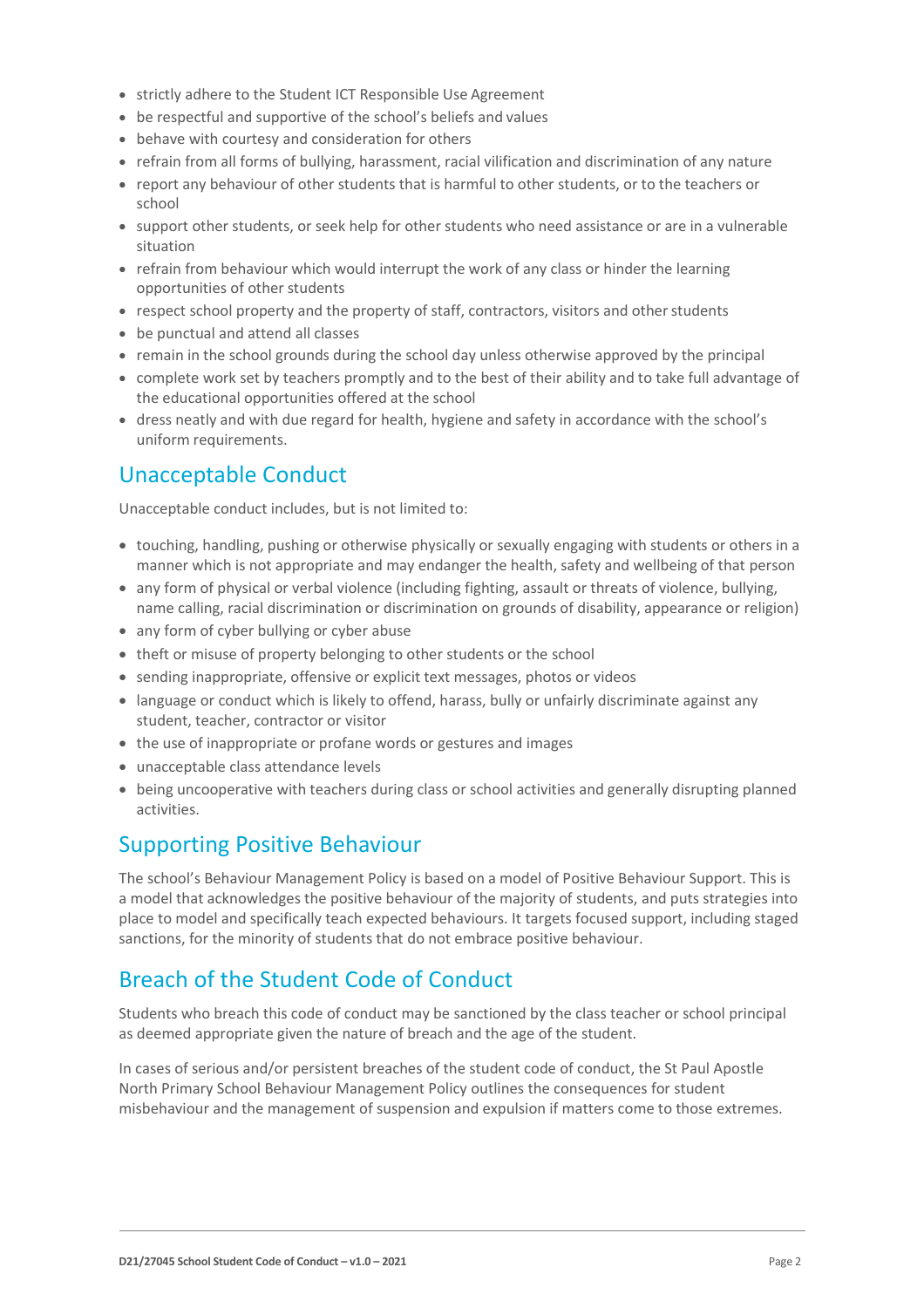- strictly adhere to the Student ICT Responsible Use Agreement
- be respectful and supportive of the school's beliefs and values
- behave with courtesy and consideration for others
- refrain from all forms of bullying, harassment, racial vilification and discrimination of any nature
- report any behaviour of other students that is harmful to other students, or to the teachers or school
- support other students, or seek help for other students who need assistance or are in a vulnerable situation
- refrain from behaviour which would interrupt the work of any class or hinder the learning opportunities of other students
- respect school property and the property of staff, contractors, visitors and other students
- be punctual and attend all classes
- remain in the school grounds during the school day unless otherwise approved by the principal
- complete work set by teachers promptly and to the best of their ability and to take full advantage of the educational opportunities offered at the school
- dress neatly and with due regard for health, hygiene and safety in accordance with the school's uniform requirements.

## Unacceptable Conduct

Unacceptable conduct includes, but is not limited to:

- touching, handling, pushing or otherwise physically or sexually engaging with students or others in a manner which is not appropriate and may endanger the health, safety and wellbeing of that person
- any form of physical or verbal violence (including fighting, assault or threats of violence, bullying, name calling, racial discrimination or discrimination on grounds of disability, appearance or religion)
- any form of cyber bullying or cyber abuse
- theft or misuse of property belonging to other students or the school
- sending inappropriate, offensive or explicit text messages, photos or videos
- language or conduct which is likely to offend, harass, bully or unfairly discriminate against any student, teacher, contractor or visitor
- the use of inappropriate or profane words or gestures and images
- unacceptable class attendance levels
- being uncooperative with teachers during class or school activities and generally disrupting planned activities.

## Supporting Positive Behaviour

The school's Behaviour Management Policy is based on a model of Positive Behaviour Support. This is a model that acknowledges the positive behaviour of the majority of students, and puts strategies into place to model and specifically teach expected behaviours. It targets focused support, including staged sanctions, for the minority of students that do not embrace positive behaviour.

## Breach of the Student Code of Conduct

Students who breach this code of conduct may be sanctioned by the class teacher or school principal as deemed appropriate given the nature of breach and the age of the student.

In cases of serious and/or persistent breaches of the student code of conduct, the St Paul Apostle North Primary School Behaviour Management Policy outlines the consequences for student misbehaviour and the management of suspension and expulsion if matters come to those extremes.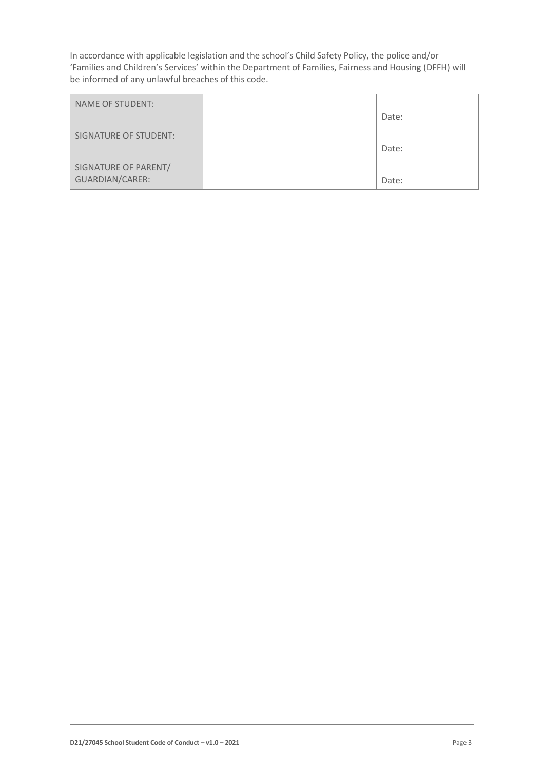In accordance with applicable legislation and the school's Child Safety Policy, the police and/or 'Families and Children's Services' within the Department of Families, Fairness and Housing (DFFH) will be informed of any unlawful breaches of this code.

| | | |
|---|---|---|
| NAME OF STUDENT: | | Date: |
| SIGNATURE OF STUDENT: | | Date: |
| SIGNATURE OF PARENT/ GUARDIAN/CARER: | | Date: |